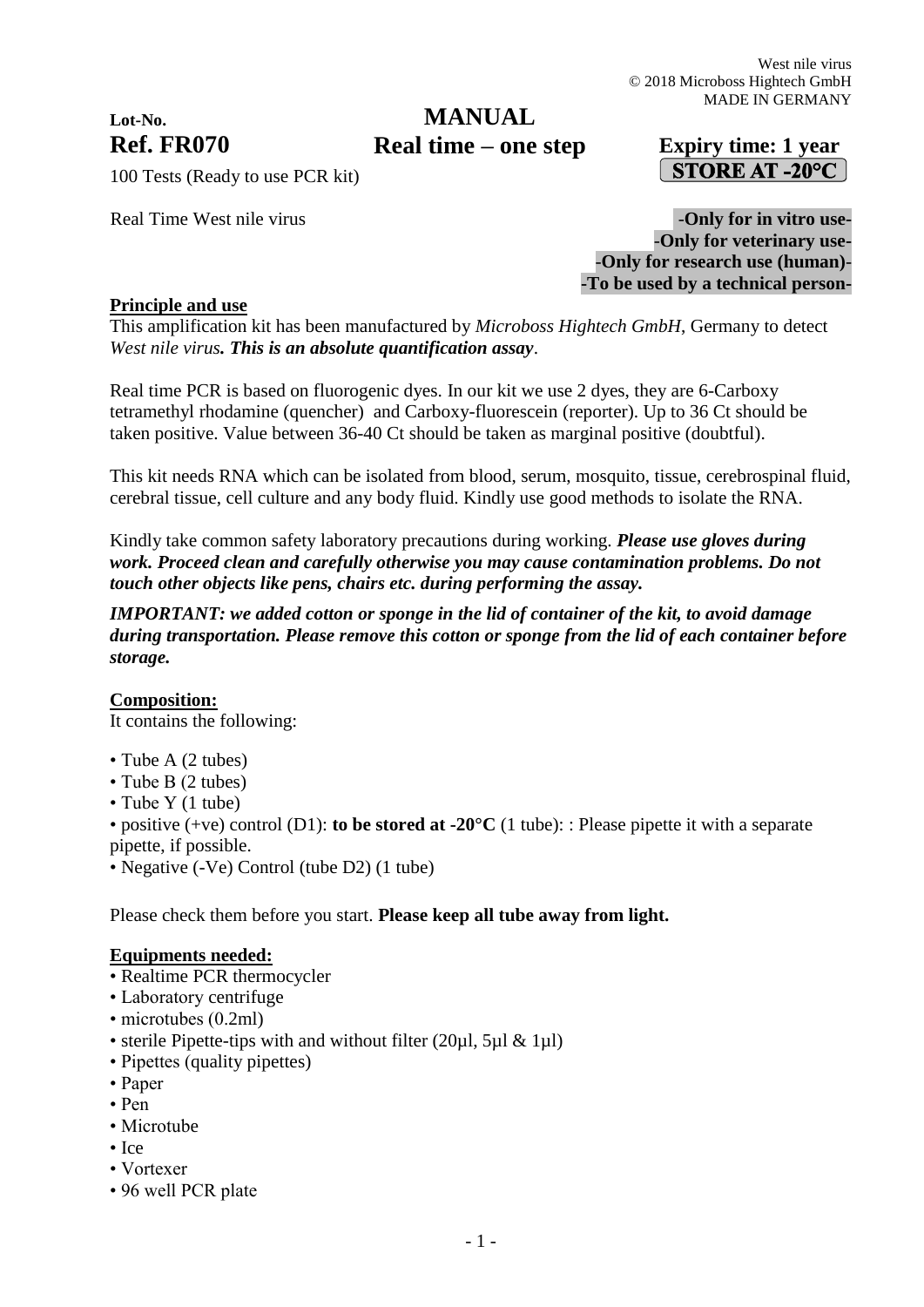West nile virus
© 2018 Microboss Hightech GmbH
MADE IN GERMANY

**Lot-No.**

# MANUAL
## Real time – one step

**Ref. FR070**

**Expiry time: 1 year**

**STORE AT -20°C**

100 Tests (Ready to use PCR kit)

Real Time West nile virus

**-Only for in vitro use-**
**-Only for veterinary use-**
**-Only for research use (human)-**
**-To be used by a technical person-**

## Principle and use

This amplification kit has been manufactured by *Microboss Hightech GmbH*, Germany to detect *West nile virus**. This is an absolute quantification assay***.

Real time PCR is based on fluorogenic dyes. In our kit we use 2 dyes, they are 6-Carboxy tetramethyl rhodamine (quencher) and Carboxy-fluorescein (reporter). Up to 36 Ct should be taken positive. Value between 36-40 Ct should be taken as marginal positive (doubtful).

This kit needs RNA which can be isolated from blood, serum, mosquito, tissue, cerebrospinal fluid, cerebral tissue, cell culture and any body fluid. Kindly use good methods to isolate the RNA.

Kindly take common safety laboratory precautions during working. ***Please use gloves during work. Proceed clean and carefully otherwise you may cause contamination problems. Do not touch other objects like pens, chairs etc. during performing the assay.***

***IMPORTANT: we added cotton or sponge in the lid of container of the kit, to avoid damage during transportation. Please remove this cotton or sponge from the lid of each container before storage.***

## Composition:

It contains the following:

- Tube A (2 tubes)
- Tube B (2 tubes)
- Tube Y (1 tube)
- positive (+ve) control (D1): **to be stored at -20°C** (1 tube): : Please pipette it with a separate pipette, if possible.
- Negative (-Ve) Control (tube D2) (1 tube)

Please check them before you start. **Please keep all tube away from light.**

## Equipments needed:

- Realtime PCR thermocycler
- Laboratory centrifuge
- microtubes (0.2ml)
- sterile Pipette-tips with and without filter (20µl, 5µl & 1µl)
- Pipettes (quality pipettes)
- Paper
- Pen
- Microtube
- Ice
- Vortexer
- 96 well PCR plate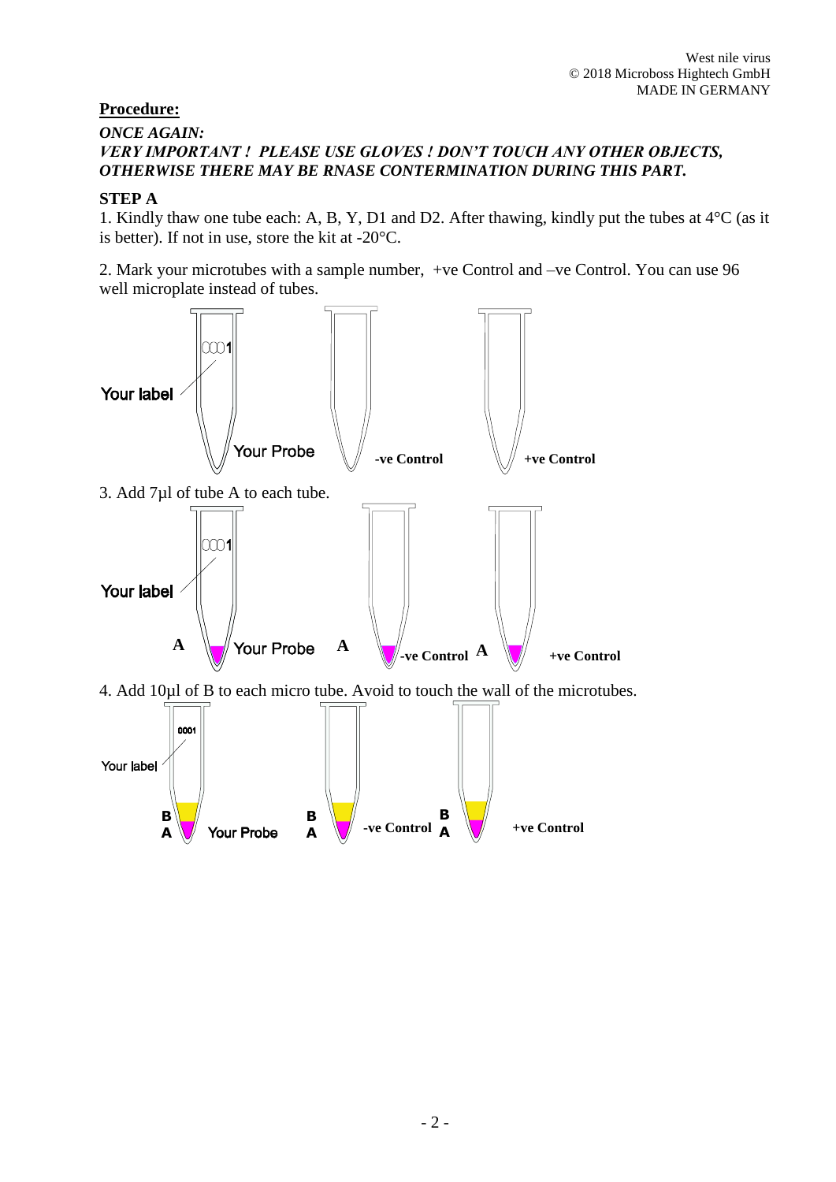## **Procedure:**

***ONCE AGAIN:***
***VERY IMPORTANT ! PLEASE USE GLOVES ! DON'T TOUCH ANY OTHER OBJECTS, OTHERWISE THERE MAY BE RNASE CONTERMINATION DURING THIS PART.***

### **STEP A**

1. Kindly thaw one tube each: A, B, Y, D1 and D2. After thawing, kindly put the tubes at 4°C (as it is better). If not in use, store the kit at -20°C.

2. Mark your microtubes with a sample number, +ve Control and –ve Control. You can use 96 well microplate instead of tubes.

Your label 0001 Your Probe -ve Control +ve Control

3. Add 7µl of tube A to each tube.

Your label 0001 A Your Probe A -ve Control A +ve Control

4. Add 10µl of B to each micro tube. Avoid to touch the wall of the microtubes.

Your label 0001 B A Your Probe B A -ve Control B A +ve Control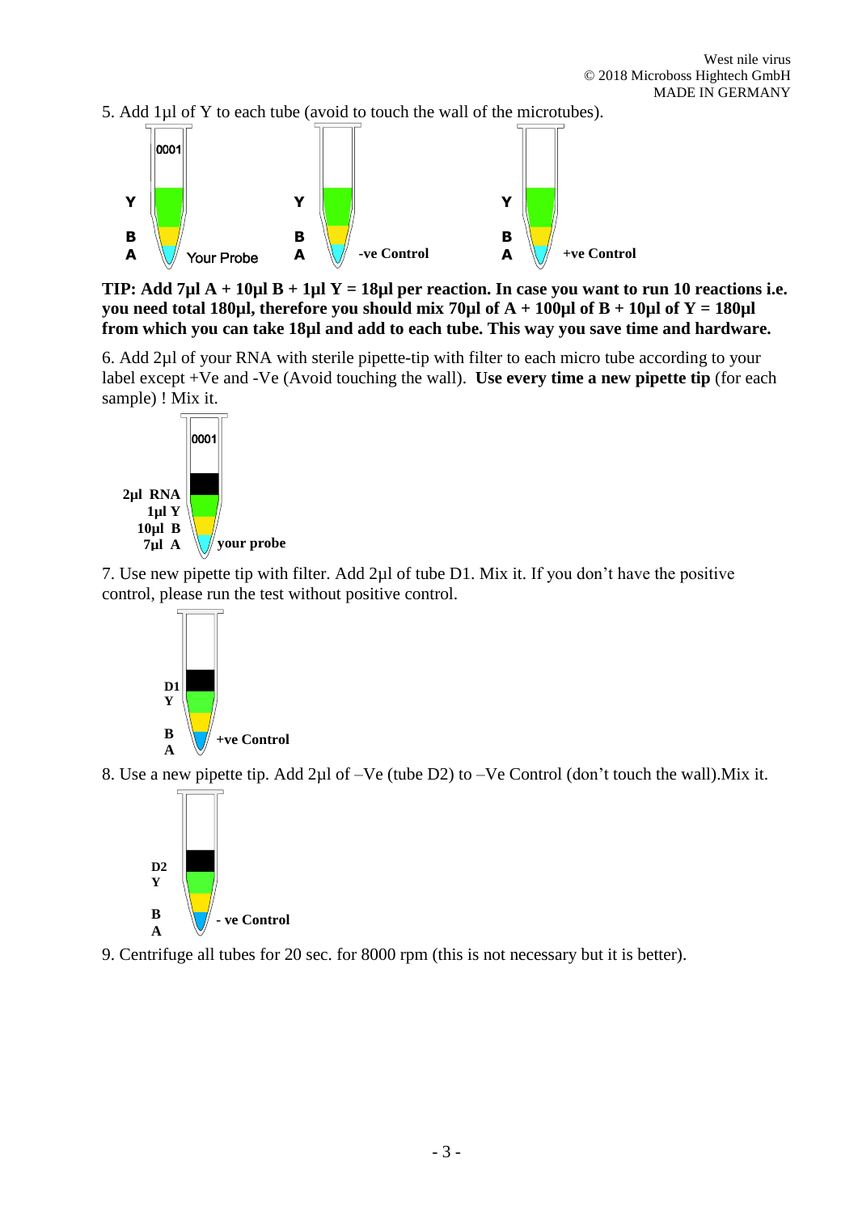5. Add 1µl of Y to each tube (avoid to touch the wall of the microtubes).

**TIP: Add 7µl A + 10µl B + 1µl Y = 18µl per reaction. In case you want to run 10 reactions i.e. you need total 180µl, therefore you should mix 70µl of A + 100µl of B + 10µl of Y = 180µl from which you can take 18µl and add to each tube. This way you save time and hardware.**

6. Add 2µl of your RNA with sterile pipette-tip with filter to each micro tube according to your label except +Ve and -Ve (Avoid touching the wall). **Use every time a new pipette tip** (for each sample) ! Mix it.

7. Use new pipette tip with filter. Add 2µl of tube D1. Mix it. If you don't have the positive control, please run the test without positive control.

8. Use a new pipette tip. Add 2µl of –Ve (tube D2) to –Ve Control (don't touch the wall).Mix it.

9. Centrifuge all tubes for 20 sec. for 8000 rpm (this is not necessary but it is better).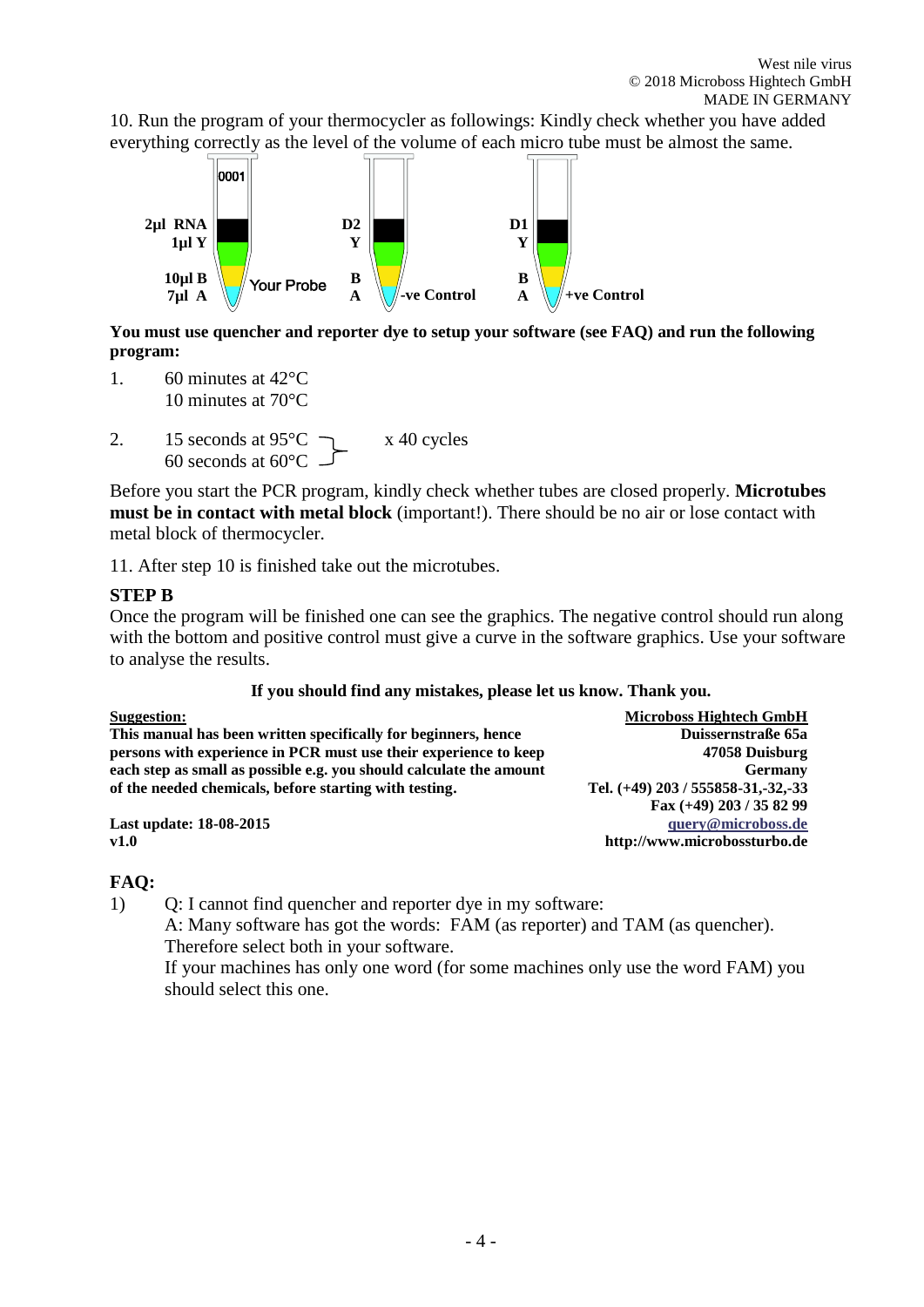10. Run the program of your thermocycler as followings: Kindly check whether you have added everything correctly as the level of the volume of each micro tube must be almost the same.

0001

2µl RNA
1µl Y
10µl B
7µl A
Your Probe

D2
Y
B
A
-ve Control

D1
Y
B
A
+ve Control

**You must use quencher and reporter dye to setup your software (see FAQ) and run the following program:**

1. 60 minutes at 42°C
   10 minutes at 70°C

2. 15 seconds at 95°C
   60 seconds at 60°C
   x 40 cycles

Before you start the PCR program, kindly check whether tubes are closed properly. **Microtubes must be in contact with metal block** (important!). There should be no air or lose contact with metal block of thermocycler.

11. After step 10 is finished take out the microtubes.

## STEP B

Once the program will be finished one can see the graphics. The negative control should run along with the bottom and positive control must give a curve in the software graphics. Use your software to analyse the results.

**If you should find any mistakes, please let us know. Thank you.**

**Suggestion:**
**This manual has been written specifically for beginners, hence persons with experience in PCR must use their experience to keep each step as small as possible e.g. you should calculate the amount of the needed chemicals, before starting with testing.**

**Last update: 18-08-2015**
**v1.0**

**Microboss Hightech GmbH**
**Duissernstraße 65a**
**47058 Duisburg**
**Germany**
**Tel. (+49) 203 / 555858-31,-32,-33**
**Fax (+49) 203 / 35 82 99**
**query@microboss.de**
**http://www.microbossturbo.de**

## FAQ:

1) Q: I cannot find quencher and reporter dye in my software:
   A: Many software has got the words: FAM (as reporter) and TAM (as quencher). Therefore select both in your software.
   If your machines has only one word (for some machines only use the word FAM) you should select this one.